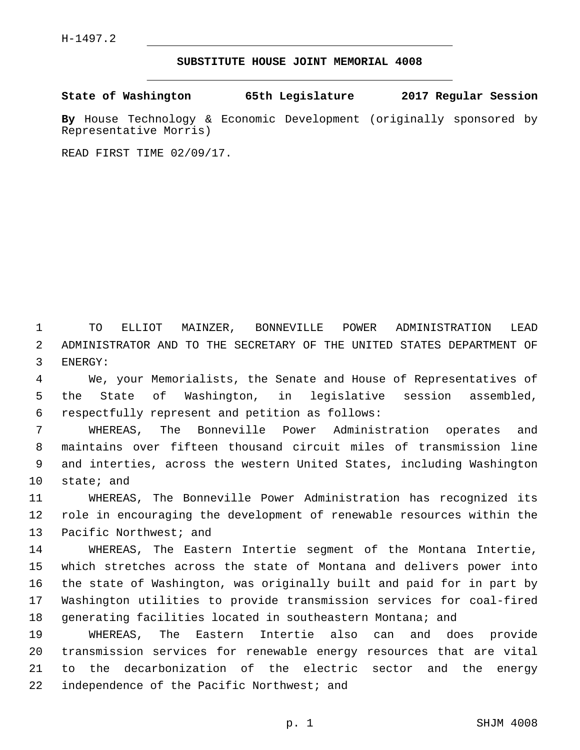H-1497.2

# SUBSTITUTE HOUSE JOINT MEMORIAL 4008

**State of Washington 65th Legislature 2017 Regular Session**

**By** House Technology & Economic Development (originally sponsored by Representative Morris)

READ FIRST TIME 02/09/17.

TO ELLIOT MAINZER, BONNEVILLE POWER ADMINISTRATION LEAD ADMINISTRATOR AND TO THE SECRETARY OF THE UNITED STATES DEPARTMENT OF ENERGY:

We, your Memorialists, the Senate and House of Representatives of the State of Washington, in legislative session assembled, respectfully represent and petition as follows:

WHEREAS, The Bonneville Power Administration operates and maintains over fifteen thousand circuit miles of transmission line and interties, across the western United States, including Washington state; and

WHEREAS, The Bonneville Power Administration has recognized its role in encouraging the development of renewable resources within the Pacific Northwest; and

WHEREAS, The Eastern Intertie segment of the Montana Intertie, which stretches across the state of Montana and delivers power into the state of Washington, was originally built and paid for in part by Washington utilities to provide transmission services for coal-fired generating facilities located in southeastern Montana; and

WHEREAS, The Eastern Intertie also can and does provide transmission services for renewable energy resources that are vital to the decarbonization of the electric sector and the energy independence of the Pacific Northwest; and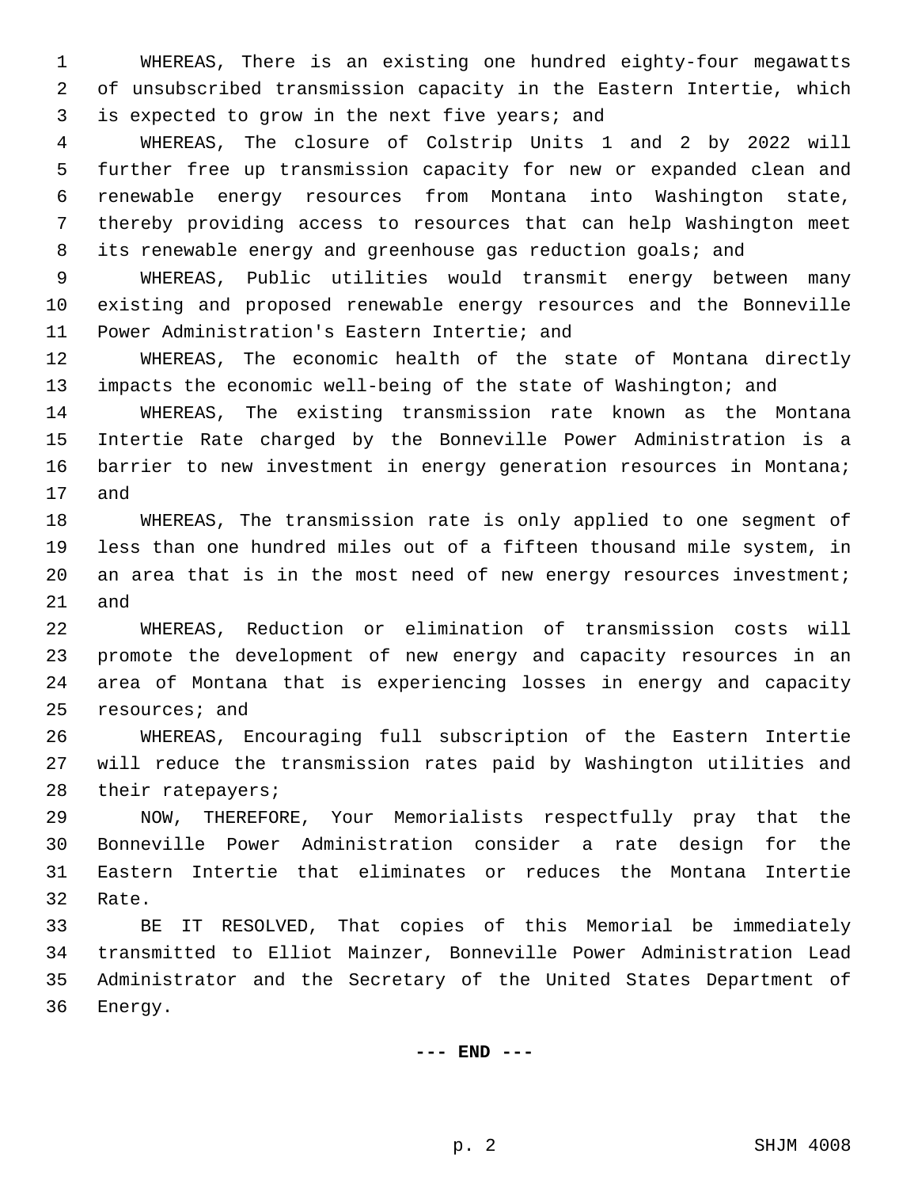WHEREAS, There is an existing one hundred eighty-four megawatts of unsubscribed transmission capacity in the Eastern Intertie, which is expected to grow in the next five years; and

WHEREAS, The closure of Colstrip Units 1 and 2 by 2022 will further free up transmission capacity for new or expanded clean and renewable energy resources from Montana into Washington state, thereby providing access to resources that can help Washington meet its renewable energy and greenhouse gas reduction goals; and

WHEREAS, Public utilities would transmit energy between many existing and proposed renewable energy resources and the Bonneville Power Administration's Eastern Intertie; and

WHEREAS, The economic health of the state of Montana directly impacts the economic well-being of the state of Washington; and

WHEREAS, The existing transmission rate known as the Montana Intertie Rate charged by the Bonneville Power Administration is a barrier to new investment in energy generation resources in Montana; and

WHEREAS, The transmission rate is only applied to one segment of less than one hundred miles out of a fifteen thousand mile system, in an area that is in the most need of new energy resources investment; and

WHEREAS, Reduction or elimination of transmission costs will promote the development of new energy and capacity resources in an area of Montana that is experiencing losses in energy and capacity resources; and

WHEREAS, Encouraging full subscription of the Eastern Intertie will reduce the transmission rates paid by Washington utilities and their ratepayers;

NOW, THEREFORE, Your Memorialists respectfully pray that the Bonneville Power Administration consider a rate design for the Eastern Intertie that eliminates or reduces the Montana Intertie Rate.

BE IT RESOLVED, That copies of this Memorial be immediately transmitted to Elliot Mainzer, Bonneville Power Administration Lead Administrator and the Secretary of the United States Department of Energy.

**--- END ---**